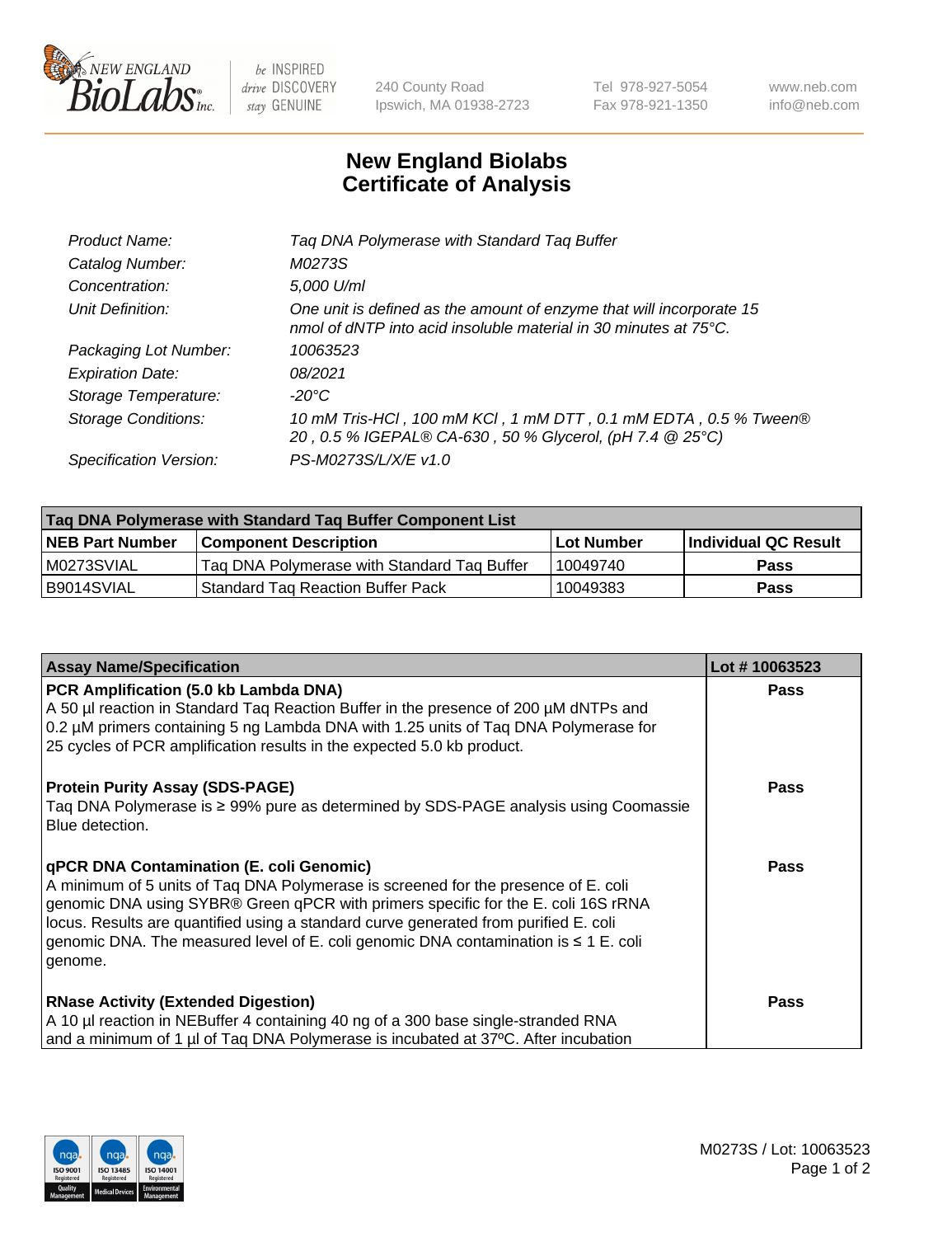# New England Biolabs
# Certificate of Analysis

| | |
|---|---|
| Product Name: | Taq DNA Polymerase with Standard Taq Buffer |
| Catalog Number: | M0273S |
| Concentration: | 5,000 U/ml |
| Unit Definition: | One unit is defined as the amount of enzyme that will incorporate 15 nmol of dNTP into acid insoluble material in 30 minutes at 75°C. |
| Packaging Lot Number: | 10063523 |
| Expiration Date: | 08/2021 |
| Storage Temperature: | -20°C |
| Storage Conditions: | 10 mM Tris-HCl , 100 mM KCl , 1 mM DTT , 0.1 mM EDTA , 0.5 % Tween® 20 , 0.5 % IGEPAL® CA-630 , 50 % Glycerol, (pH 7.4 @ 25°C) |
| Specification Version: | PS-M0273S/L/X/E v1.0 |

| Taq DNA Polymerase with Standard Taq Buffer Component List | | | |
|---|---|---|---|
| **NEB Part Number** | **Component Description** | **Lot Number** | **Individual QC Result** |
| M0273SVIAL | Taq DNA Polymerase with Standard Taq Buffer | 10049740 | **Pass** |
| B9014SVIAL | Standard Taq Reaction Buffer Pack | 10049383 | **Pass** |

| Assay Name/Specification | Lot # 10063523 |
|---|---|
| **PCR Amplification (5.0 kb Lambda DNA)** A 50 µl reaction in Standard Taq Reaction Buffer in the presence of 200 µM dNTPs and 0.2 µM primers containing 5 ng Lambda DNA with 1.25 units of Taq DNA Polymerase for 25 cycles of PCR amplification results in the expected 5.0 kb product. | **Pass** |
| **Protein Purity Assay (SDS-PAGE)** Taq DNA Polymerase is ≥ 99% pure as determined by SDS-PAGE analysis using Coomassie Blue detection. | **Pass** |
| **qPCR DNA Contamination (E. coli Genomic)** A minimum of 5 units of Taq DNA Polymerase is screened for the presence of E. coli genomic DNA using SYBR® Green qPCR with primers specific for the E. coli 16S rRNA locus. Results are quantified using a standard curve generated from purified E. coli genomic DNA. The measured level of E. coli genomic DNA contamination is ≤ 1 E. coli genome. | **Pass** |
| **RNase Activity (Extended Digestion)** A 10 µl reaction in NEBuffer 4 containing 40 ng of a 300 base single-stranded RNA and a minimum of 1 µl of Taq DNA Polymerase is incubated at 37ºC. After incubation | **Pass** |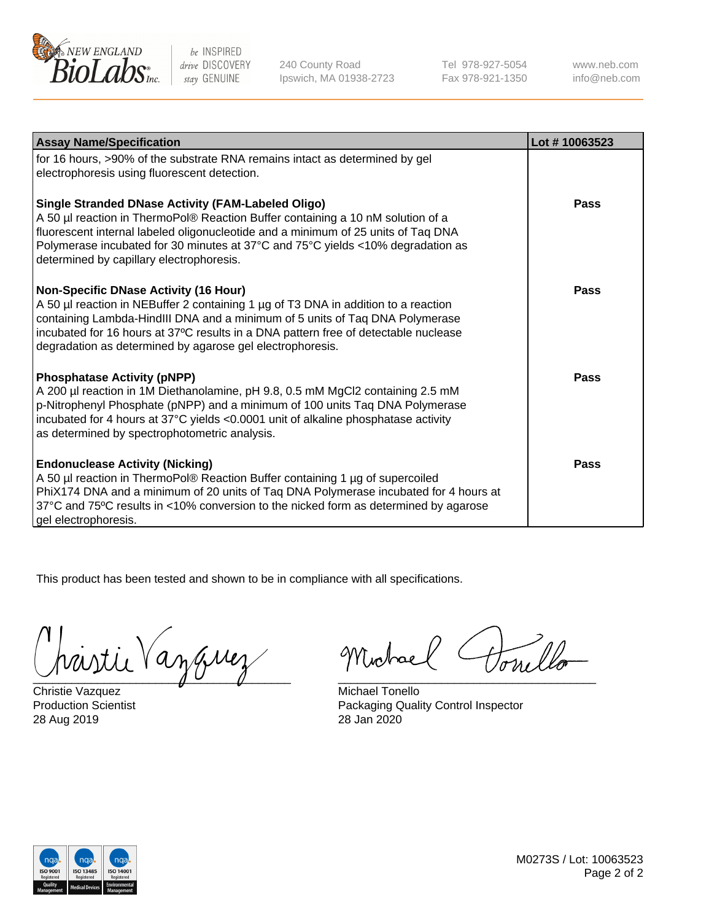| Assay Name/Specification | Lot # 10063523 |
| --- | --- |
| for 16 hours, >90% of the substrate RNA remains intact as determined by gel electrophoresis using fluorescent detection. | |
| **Single Stranded DNase Activity (FAM-Labeled Oligo)**<br>A 50 µl reaction in ThermoPol® Reaction Buffer containing a 10 nM solution of a fluorescent internal labeled oligonucleotide and a minimum of 25 units of Taq DNA Polymerase incubated for 30 minutes at 37°C and 75°C yields <10% degradation as determined by capillary electrophoresis. | **Pass** |
| **Non-Specific DNase Activity (16 Hour)**<br>A 50 µl reaction in NEBuffer 2 containing 1 µg of T3 DNA in addition to a reaction containing Lambda-HindIII DNA and a minimum of 5 units of Taq DNA Polymerase incubated for 16 hours at 37ºC results in a DNA pattern free of detectable nuclease degradation as determined by agarose gel electrophoresis. | **Pass** |
| **Phosphatase Activity (pNPP)**<br>A 200 µl reaction in 1M Diethanolamine, pH 9.8, 0.5 mM $MgCl_2$ containing 2.5 mM p-Nitrophenyl Phosphate (pNPP) and a minimum of 100 units Taq DNA Polymerase incubated for 4 hours at 37°C yields <0.0001 unit of alkaline phosphatase activity as determined by spectrophotometric analysis. | **Pass** |
| **Endonuclease Activity (Nicking)**<br>A 50 µl reaction in ThermoPol® Reaction Buffer containing 1 µg of supercoiled PhiX174 DNA and a minimum of 20 units of Taq DNA Polymerase incubated for 4 hours at 37°C and 75ºC results in <10% conversion to the nicked form as determined by agarose gel electrophoresis. | **Pass** |

This product has been tested and shown to be in compliance with all specifications.

Christie Vazquez
Production Scientist
28 Aug 2019

Michael Tonello
Packaging Quality Control Inspector
28 Jan 2020

M0273S / Lot: 10063523